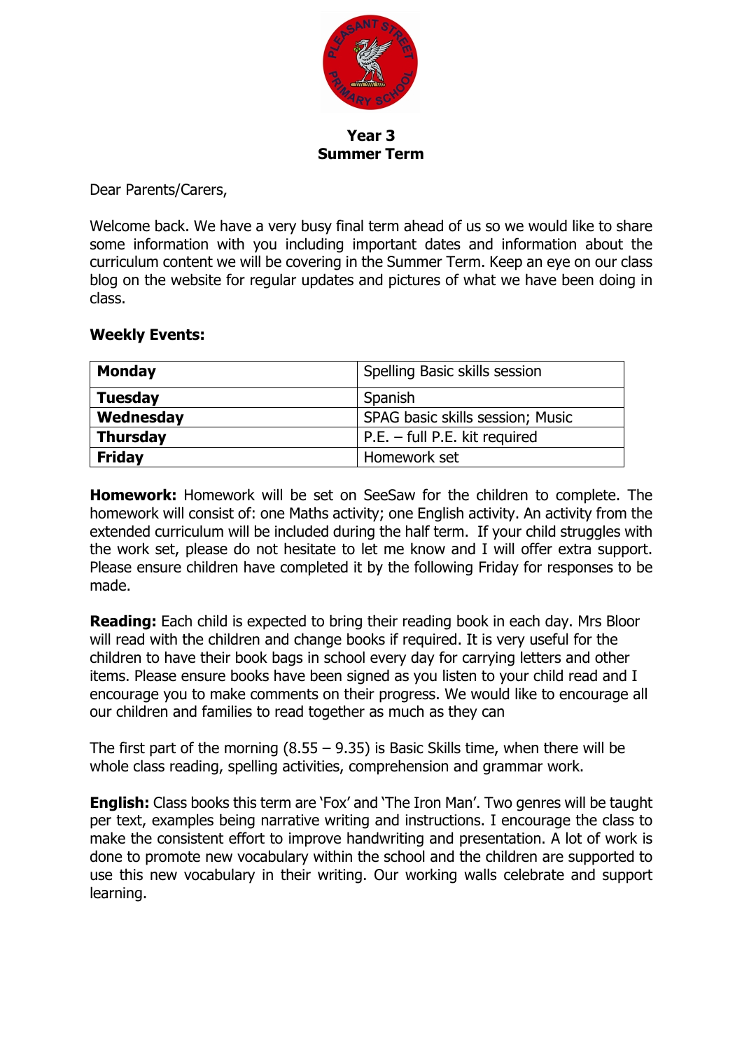**Year 3**
**Summer Term**

Dear Parents/Carers,

Welcome back. We have a very busy final term ahead of us so we would like to share some information with you including important dates and information about the curriculum content we will be covering in the Summer Term. Keep an eye on our class blog on the website for regular updates and pictures of what we have been doing in class.

**Weekly Events:**

| | |
|---|---|
| **Monday** | Spelling Basic skills session |
| **Tuesday** | Spanish |
| **Wednesday** | SPAG basic skills session; Music |
| **Thursday** | P.E. – full P.E. kit required |
| **Friday** | Homework set |

**Homework:** Homework will be set on SeeSaw for the children to complete. The homework will consist of: one Maths activity; one English activity. An activity from the extended curriculum will be included during the half term. If your child struggles with the work set, please do not hesitate to let me know and I will offer extra support. Please ensure children have completed it by the following Friday for responses to be made.

**Reading:** Each child is expected to bring their reading book in each day. Mrs Bloor will read with the children and change books if required. It is very useful for the children to have their book bags in school every day for carrying letters and other items. Please ensure books have been signed as you listen to your child read and I encourage you to make comments on their progress. We would like to encourage all our children and families to read together as much as they can

The first part of the morning (8.55 – 9.35) is Basic Skills time, when there will be whole class reading, spelling activities, comprehension and grammar work.

**English:** Class books this term are 'Fox' and 'The Iron Man'. Two genres will be taught per text, examples being narrative writing and instructions. I encourage the class to make the consistent effort to improve handwriting and presentation. A lot of work is done to promote new vocabulary within the school and the children are supported to use this new vocabulary in their writing. Our working walls celebrate and support learning.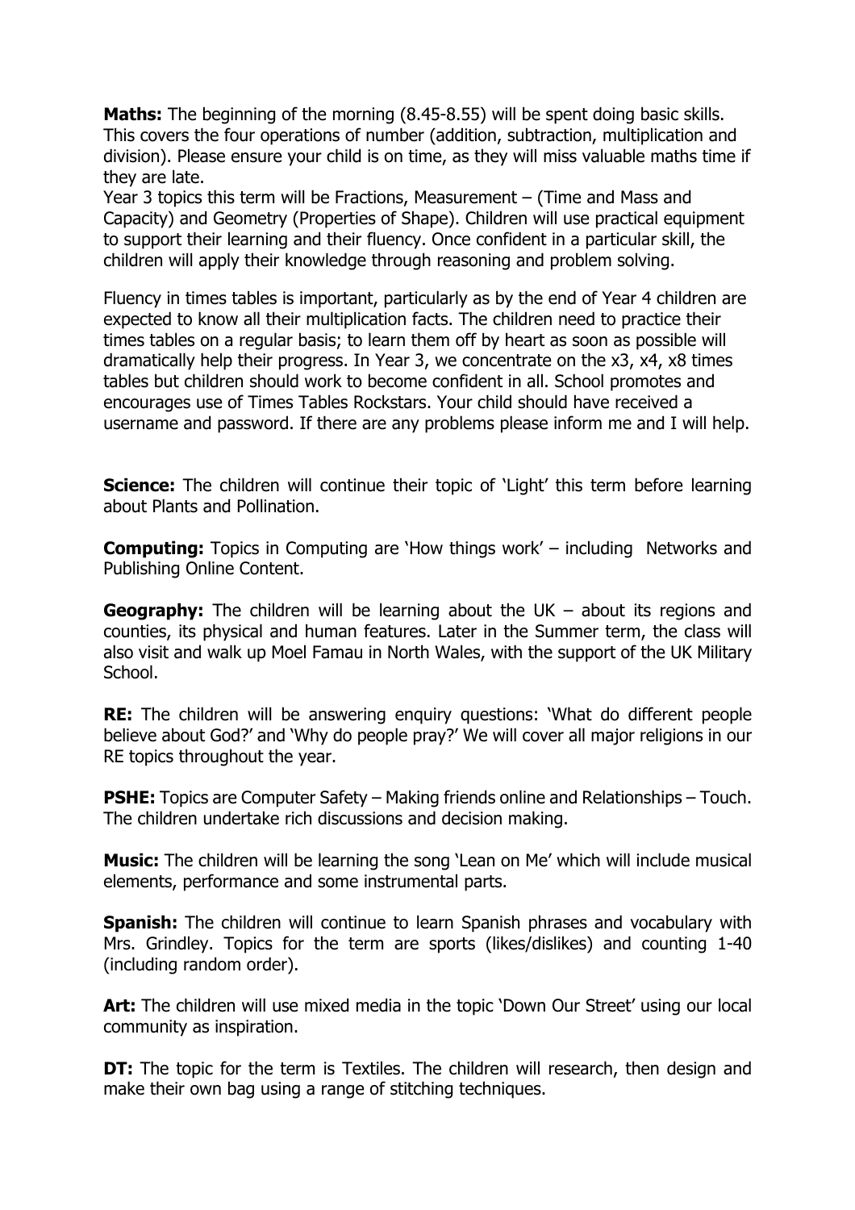**Maths:** The beginning of the morning (8.45-8.55) will be spent doing basic skills. This covers the four operations of number (addition, subtraction, multiplication and division). Please ensure your child is on time, as they will miss valuable maths time if they are late.
Year 3 topics this term will be Fractions, Measurement – (Time and Mass and Capacity) and Geometry (Properties of Shape). Children will use practical equipment to support their learning and their fluency. Once confident in a particular skill, the children will apply their knowledge through reasoning and problem solving.

Fluency in times tables is important, particularly as by the end of Year 4 children are expected to know all their multiplication facts. The children need to practice their times tables on a regular basis; to learn them off by heart as soon as possible will dramatically help their progress. In Year 3, we concentrate on the x3, x4, x8 times tables but children should work to become confident in all. School promotes and encourages use of Times Tables Rockstars. Your child should have received a username and password. If there are any problems please inform me and I will help.

**Science:** The children will continue their topic of 'Light' this term before learning about Plants and Pollination.

**Computing:** Topics in Computing are 'How things work' – including Networks and Publishing Online Content.

**Geography:** The children will be learning about the UK – about its regions and counties, its physical and human features. Later in the Summer term, the class will also visit and walk up Moel Famau in North Wales, with the support of the UK Military School.

**RE:** The children will be answering enquiry questions: 'What do different people believe about God?' and 'Why do people pray?' We will cover all major religions in our RE topics throughout the year.

**PSHE:** Topics are Computer Safety – Making friends online and Relationships – Touch. The children undertake rich discussions and decision making.

**Music:** The children will be learning the song 'Lean on Me' which will include musical elements, performance and some instrumental parts.

**Spanish:** The children will continue to learn Spanish phrases and vocabulary with Mrs. Grindley. Topics for the term are sports (likes/dislikes) and counting 1-40 (including random order).

**Art:** The children will use mixed media in the topic 'Down Our Street' using our local community as inspiration.

**DT:** The topic for the term is Textiles. The children will research, then design and make their own bag using a range of stitching techniques.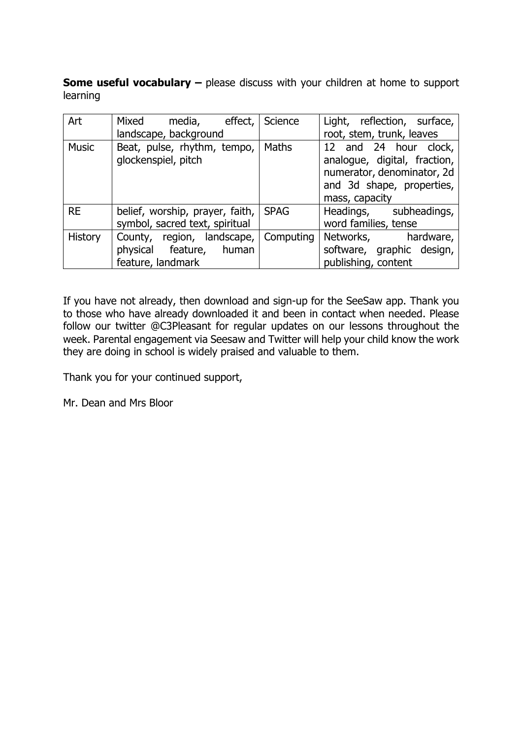**Some useful vocabulary –** please discuss with your children at home to support learning

| | | | |
|---|---|---|---|
| Art | Mixed media, effect, landscape, background | Science | Light, reflection, surface, root, stem, trunk, leaves |
| Music | Beat, pulse, rhythm, tempo, glockenspiel, pitch | Maths | 12 and 24 hour clock, analogue, digital, fraction, numerator, denominator, 2d and 3d shape, properties, mass, capacity |
| RE | belief, worship, prayer, faith, symbol, sacred text, spiritual | SPAG | Headings, subheadings, word families, tense |
| History | County, region, landscape, physical feature, human feature, landmark | Computing | Networks, hardware, software, graphic design, publishing, content |

If you have not already, then download and sign-up for the SeeSaw app. Thank you to those who have already downloaded it and been in contact when needed. Please follow our twitter @C3Pleasant for regular updates on our lessons throughout the week. Parental engagement via Seesaw and Twitter will help your child know the work they are doing in school is widely praised and valuable to them.

Thank you for your continued support,

Mr. Dean and Mrs Bloor